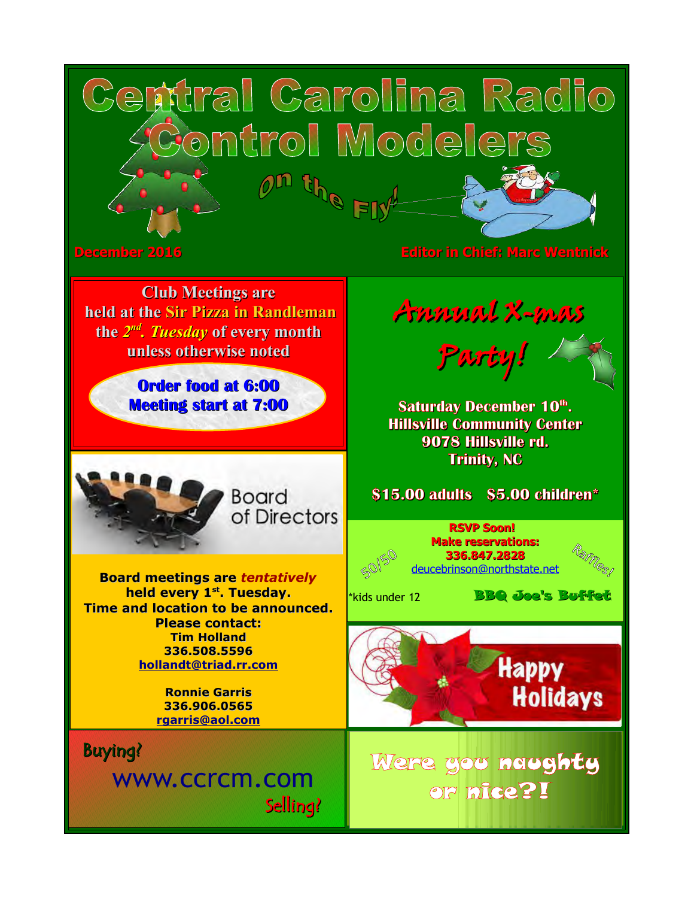# Central Carolina Radio Control Modelers

## On the Fly!

December 2016

Editor in Chief: Marc Wentnick

**Club Meetings are held at the Sir Pizza in Randleman the *2nd. Tuesday* of every month unless otherwise noted**

**Order food at 6:00**
**Meeting start at 7:00**

## Board of Directors

**Board meetings are *tentatively* held every 1st. Tuesday. Time and location to be announced.**
**Please contact:**

**Tim Holland**
**336.508.5596**
**hollandt@triad.rr.com**

**Ronnie Garris**
**336.906.0565**
**rgarris@aol.com**

Buying?

www.ccrcm.com

Selling?

## Annual X-mas Party!

**Saturday December 10th.**
**Hillsville Community Center**
**9078 Hillsville rd.**
**Trinity, NC**

**$15.00 adults $5.00 children***

**RSVP Soon!**
**Make reservations:**
**336.847.2828**
deucebrinson@northstate.net

50/50

Raffles!

*kids under 12

**BBQ Joe's Buffet**

Happy Holidays

Were you naughty or nice?!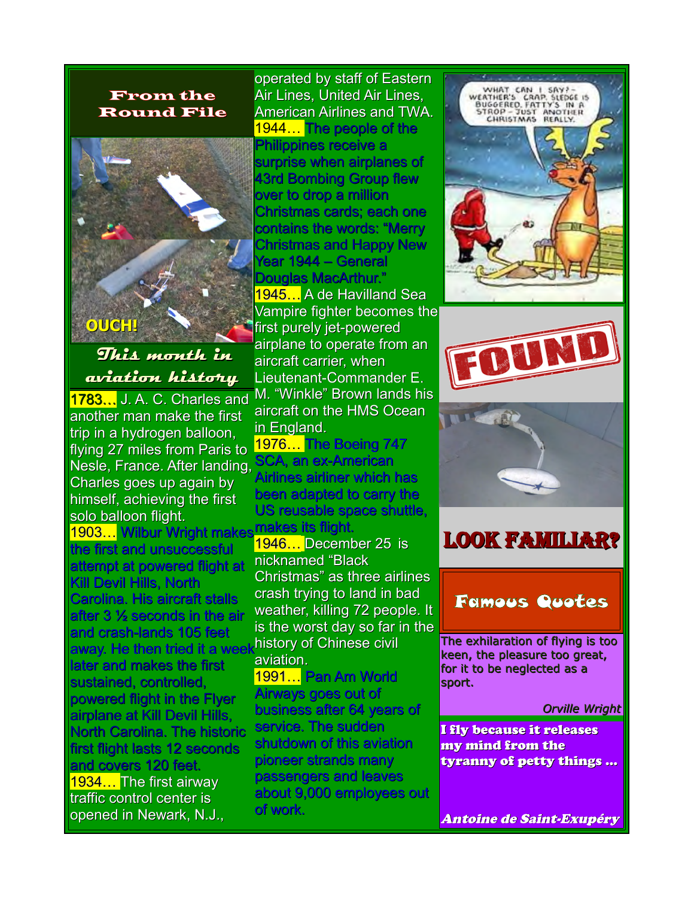## From the Round File

OUCH!

## This month in aviation history

1783… J. A. C. Charles and another man make the first trip in a hydrogen balloon, flying 27 miles from Paris to Nesle, France. After landing, Charles goes up again by himself, achieving the first solo balloon flight.

1903… Wilbur Wright makes the first and unsuccessful attempt at powered flight at Kill Devil Hills, North Carolina. His aircraft stalls after 3 ½ seconds in the air and crash-lands 105 feet away. He then tried it a week later and makes the first sustained, controlled, powered flight in the Flyer airplane at Kill Devil Hills, North Carolina. The historic first flight lasts 12 seconds and covers 120 feet.

1934… The first airway traffic control center is opened in Newark, N.J., operated by staff of Eastern Air Lines, United Air Lines, American Airlines and TWA.

1944… The people of the Philippines receive a surprise when airplanes of 43rd Bombing Group flew over to drop a million Christmas cards; each one contains the words: “Merry Christmas and Happy New Year 1944 – General Douglas MacArthur.”

1945… A de Havilland Sea Vampire fighter becomes the first purely jet-powered airplane to operate from an aircraft carrier, when Lieutenant-Commander E. M. “Winkle” Brown lands his aircraft on the HMS Ocean in England.

1976… The Boeing 747 SCA, an ex-American Airlines airliner which has been adapted to carry the US reusable space shuttle, makes its flight.

1946… December 25 is nicknamed “Black Christmas” as three airlines crash trying to land in bad weather, killing 72 people. It is the worst day so far in the history of Chinese civil aviation.

1991… Pan Am World Airways goes out of business after 64 years of service. The sudden shutdown of this aviation pioneer strands many passengers and leaves about 9,000 employees out of work.

WHAT CAN I SAY? – WEATHER'S CRAP, SLEDGE IS BUGGERED, FATTY'S IN A STROP – JUST ANOTHER CHRISTMAS REALLY.

FOUND

LOOK FAMILIAR?

## Famous Quotes

The exhilaration of flying is too keen, the pleasure too great, for it to be neglected as a sport.

*Orville Wright*

**I fly because it releases my mind from the tyranny of petty things …**

***Antoine de Saint-Exupéry***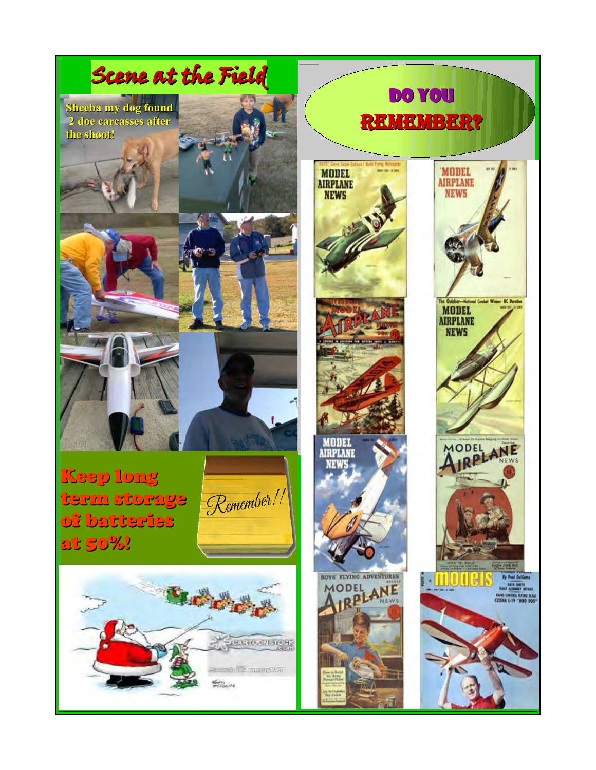# Scene at the Field

Sheeba my dog found 2 doe carcasses after the shoot!

**Keep long term storage of batteries at 50%!**

Remember!!

# DO YOU REMEMBER?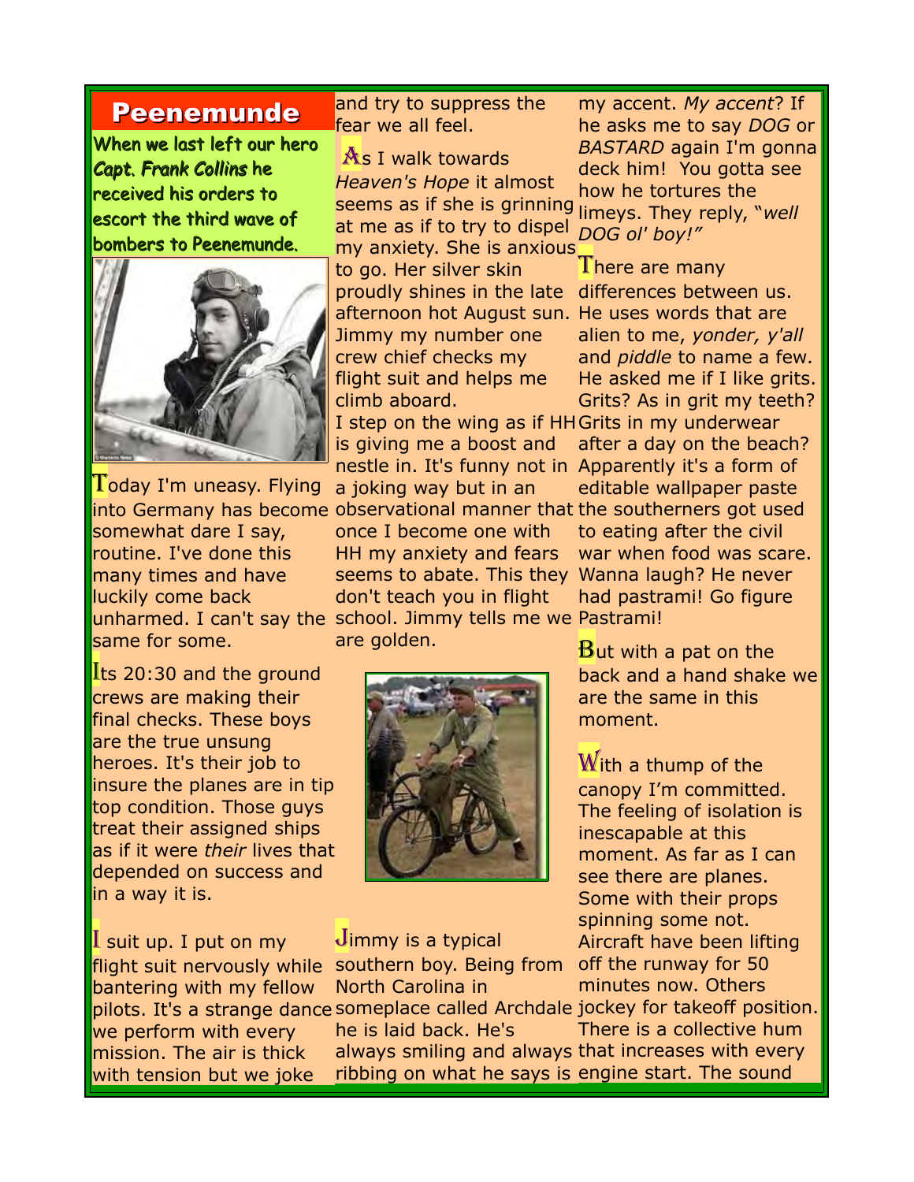## Peenemunde

**When we last left our hero *Capt. Frank Collins* he received his orders to escort the third wave of bombers to Peenemunde.**

Today I'm uneasy. Flying into Germany has become somewhat dare I say, routine. I've done this many times and have luckily come back unharmed. I can't say the same for some.

Its 20:30 and the ground crews are making their final checks. These boys are the true unsung heroes. It's their job to insure the planes are in tip top condition. Those guys treat their assigned ships as if it were *their* lives that depended on success and in a way it is.

I suit up. I put on my flight suit nervously while bantering with my fellow pilots. It's a strange dance we perform with every mission. The air is thick with tension but we joke and try to suppress the fear we all feel.

As I walk towards *Heaven's Hope* it almost seems as if she is grinning at me as if to try to dispel my anxiety. She is anxious to go. Her silver skin proudly shines in the late afternoon hot August sun. Jimmy my number one crew chief checks my flight suit and helps me climb aboard.
I step on the wing as if HH is giving me a boost and nestle in. It's funny not in a joking way but in an observational manner that once I become one with HH my anxiety and fears seems to abate. This they don't teach you in flight school. Jimmy tells me we are golden.

Jimmy is a typical southern boy. Being from North Carolina in someplace called Archdale he is laid back. He's always smiling and always ribbing on what he says is my accent. *My accent*? If he asks me to say *DOG* or *BASTARD* again I'm gonna deck him! You gotta see how he tortures the limeys. They reply, "*well DOG ol' boy!"*

There are many differences between us. He uses words that are alien to me, *yonder, y'all* and *piddle* to name a few. He asked me if I like grits. Grits? As in grit my teeth? Grits in my underwear after a day on the beach? Apparently it's a form of editable wallpaper paste the southerners got used to eating after the civil war when food was scare. Wanna laugh? He never had pastrami! Go figure Pastrami!

But with a pat on the back and a hand shake we are the same in this moment.

With a thump of the canopy I'm committed. The feeling of isolation is inescapable at this moment. As far as I can see there are planes. Some with their props spinning some not. Aircraft have been lifting off the runway for 50 minutes now. Others jockey for takeoff position. There is a collective hum that increases with every engine start. The sound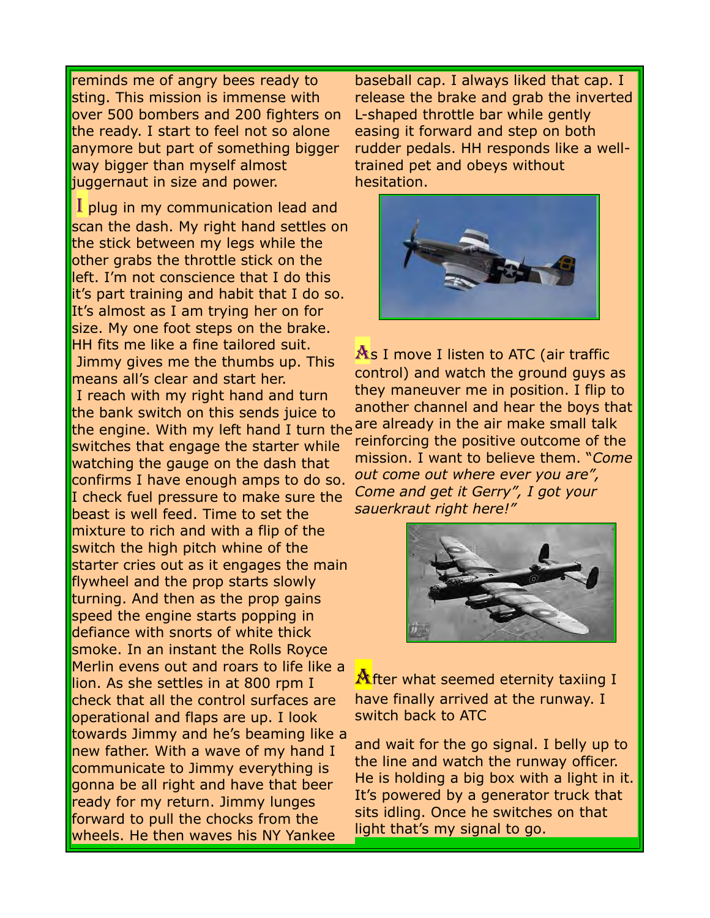reminds me of angry bees ready to sting. This mission is immense with over 500 bombers and 200 fighters on the ready. I start to feel not so alone anymore but part of something bigger way bigger than myself almost juggernaut in size and power.

I plug in my communication lead and scan the dash. My right hand settles on the stick between my legs while the other grabs the throttle stick on the left. I'm not conscience that I do this it's part training and habit that I do so. It's almost as I am trying her on for size. My one foot steps on the brake. HH fits me like a fine tailored suit. Jimmy gives me the thumbs up. This means all's clear and start her. I reach with my right hand and turn the bank switch on this sends juice to the engine. With my left hand I turn the switches that engage the starter while watching the gauge on the dash that confirms I have enough amps to do so. I check fuel pressure to make sure the beast is well feed. Time to set the mixture to rich and with a flip of the switch the high pitch whine of the starter cries out as it engages the main flywheel and the prop starts slowly turning. And then as the prop gains speed the engine starts popping in defiance with snorts of white thick smoke. In an instant the Rolls Royce Merlin evens out and roars to life like a lion. As she settles in at 800 rpm I check that all the control surfaces are operational and flaps are up. I look towards Jimmy and he's beaming like a new father. With a wave of my hand I communicate to Jimmy everything is gonna be all right and have that beer ready for my return. Jimmy lunges forward to pull the chocks from the wheels. He then waves his NY Yankee baseball cap. I always liked that cap. I release the brake and grab the inverted L-shaped throttle bar while gently easing it forward and step on both rudder pedals. HH responds like a well-trained pet and obeys without hesitation.

As I move I listen to ATC (air traffic control) and watch the ground guys as they maneuver me in position. I flip to another channel and hear the boys that are already in the air make small talk reinforcing the positive outcome of the mission. I want to believe them. "*Come out come out where ever you are", Come and get it Gerry", I got your sauerkraut right here!"*

After what seemed eternity taxiing I have finally arrived at the runway. I switch back to ATC

and wait for the go signal. I belly up to the line and watch the runway officer. He is holding a big box with a light in it. It's powered by a generator truck that sits idling. Once he switches on that light that's my signal to go.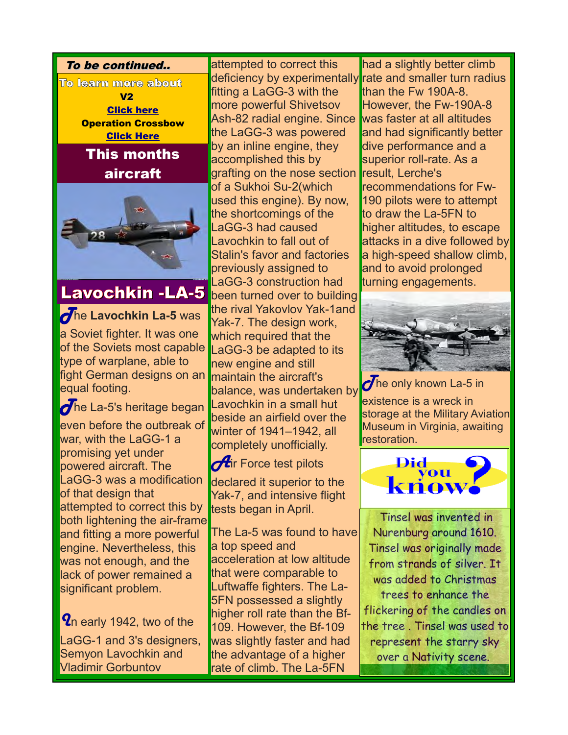***To be continued..***

**To learn more about**

**V2**

**Click here**

**Operation Crossbow**

**Click Here**

## This months aircraft

## Lavochkin -LA-5

The **Lavochkin La-5** was a Soviet fighter. It was one of the Soviets most capable type of warplane, able to fight German designs on an equal footing.

The La-5's heritage began even before the outbreak of war, with the LaGG-1 a promising yet under powered aircraft. The LaGG-3 was a modification of that design that attempted to correct this by both lightening the air-frame and fitting a more powerful engine. Nevertheless, this was not enough, and the lack of power remained a significant problem.

In early 1942, two of the LaGG-1 and 3's designers, Semyon Lavochkin and Vladimir Gorbuntov attempted to correct this deficiency by experimentally fitting a LaGG-3 with the more powerful Shivetsov Ash-82 radial engine. Since the LaGG-3 was powered by an inline engine, they accomplished this by grafting on the nose section of a Sukhoi Su-2(which used this engine). By now, the shortcomings of the LaGG-3 had caused Lavochkin to fall out of Stalin's favor and factories previously assigned to LaGG-3 construction had been turned over to building the rival Yakovlov Yak-1and Yak-7. The design work, which required that the LaGG-3 be adapted to its new engine and still maintain the aircraft's balance, was undertaken by Lavochkin in a small hut beside an airfield over the winter of 1941–1942, all completely unofficially.

Air Force test pilots declared it superior to the Yak-7, and intensive flight tests began in April.

The La-5 was found to have a top speed and acceleration at low altitude that were comparable to Luftwaffe fighters. The La-5FN possessed a slightly higher roll rate than the Bf-109. However, the Bf-109 was slightly faster and had the advantage of a higher rate of climb. The La-5FN had a slightly better climb rate and smaller turn radius than the Fw 190A-8. However, the Fw-190A-8 was faster at all altitudes and had significantly better dive performance and a superior roll-rate. As a result, Lerche's recommendations for Fw-190 pilots were to attempt to draw the La-5FN to higher altitudes, to escape attacks in a dive followed by a high-speed shallow climb, and to avoid prolonged turning engagements.

The only known La-5 in existence is a wreck in storage at the Military Aviation Museum in Virginia, awaiting restoration.

**Did you know?**

Tinsel was invented in Nurenburg around 1610. Tinsel was originally made from strands of silver. It was added to Christmas trees to enhance the flickering of the candles on the tree . Tinsel was used to represent the starry sky over a Nativity scene.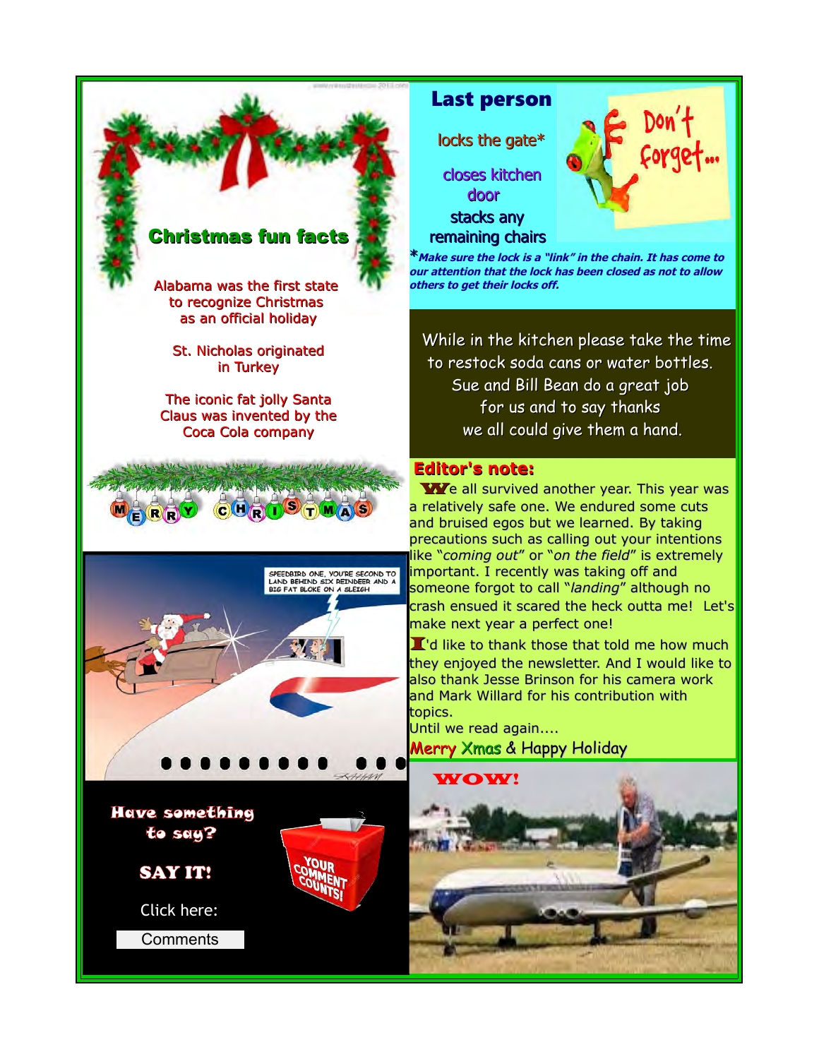## Christmas fun facts

Alabama was the first state to recognize Christmas as an official holiday

St. Nicholas originated in Turkey

The iconic fat jolly Santa Claus was invented by the Coca Cola company

MERRY CHRISTMAS

SPEEDBIRD ONE, YOU'RE SECOND TO LAND BEHIND SIX REINDEER AND A BIG FAT BLOKE ON A SLEIGH

**Have something to say?**

**SAY IT!**

Click here:

Comments

YOUR COMMENT COUNTS!

## Last person

locks the gate*

closes kitchen door

stacks any remaining chairs

Don't forget...

**\****Make sure the lock is a "link" in the chain. It has come to our attention that the lock has been closed as not to allow others to get their locks off.***

While in the kitchen please take the time to restock soda cans or water bottles. Sue and Bill Bean do a great job for us and to say thanks we all could give them a hand.

## Editor's note:

We all survived another year. This year was a relatively safe one. We endured some cuts and bruised egos but we learned. By taking precautions such as calling out your intentions like "*coming out*" or "*on the field*" is extremely important. I recently was taking off and someone forgot to call "*landing*" although no crash ensued it scared the heck outta me! Let's make next year a perfect one!

I'd like to thank those that told me how much they enjoyed the newsletter. And I would like to also thank Jesse Brinson for his camera work and Mark Willard for his contribution with topics.

Until we read again....

Merry Xmas & Happy Holiday

**WOW!**